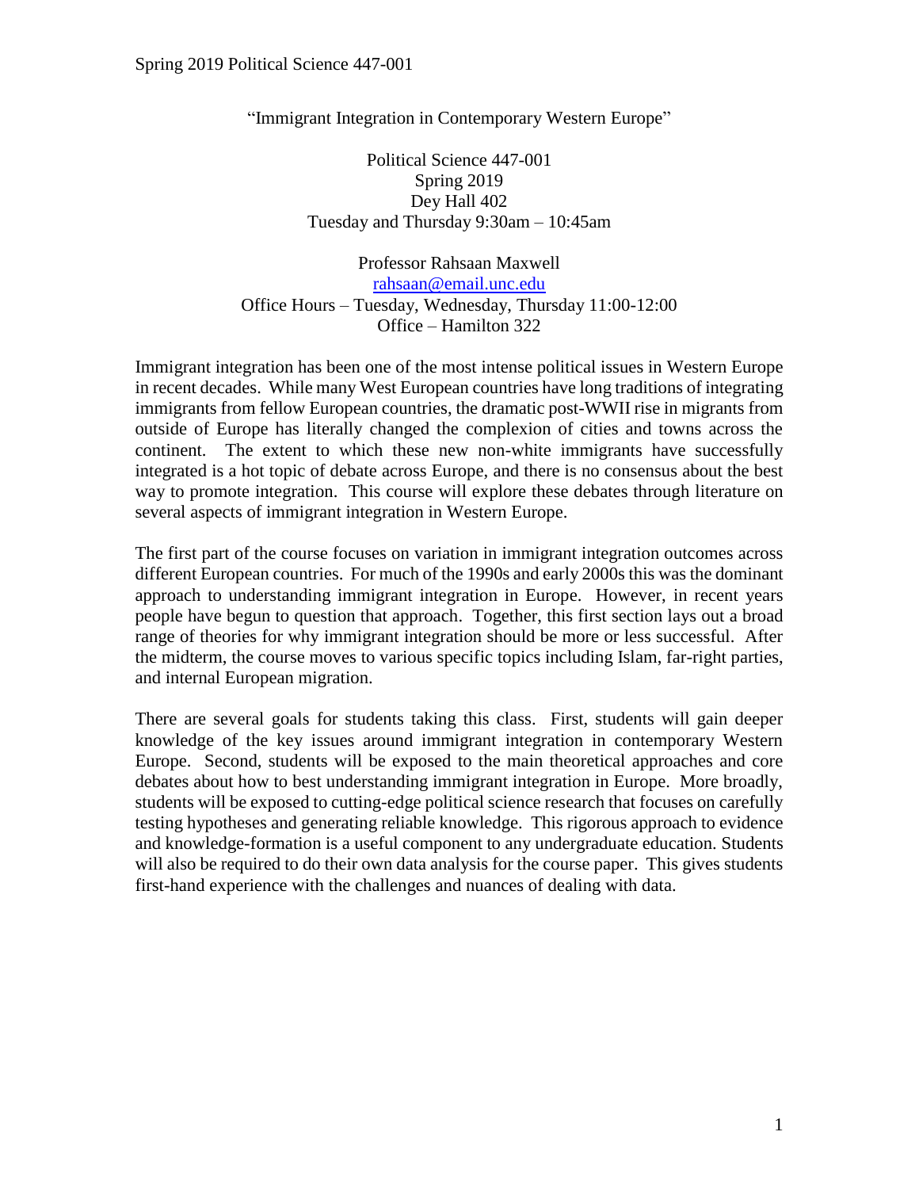# "Immigrant Integration in Contemporary Western Europe"

Political Science 447-001
Spring 2019
Dey Hall 402
Tuesday and Thursday 9:30am – 10:45am

Professor Rahsaan Maxwell
rahsaan@email.unc.edu
Office Hours – Tuesday, Wednesday, Thursday 11:00-12:00
Office – Hamilton 322

Immigrant integration has been one of the most intense political issues in Western Europe in recent decades. While many West European countries have long traditions of integrating immigrants from fellow European countries, the dramatic post-WWII rise in migrants from outside of Europe has literally changed the complexion of cities and towns across the continent. The extent to which these new non-white immigrants have successfully integrated is a hot topic of debate across Europe, and there is no consensus about the best way to promote integration. This course will explore these debates through literature on several aspects of immigrant integration in Western Europe.

The first part of the course focuses on variation in immigrant integration outcomes across different European countries. For much of the 1990s and early 2000s this was the dominant approach to understanding immigrant integration in Europe. However, in recent years people have begun to question that approach. Together, this first section lays out a broad range of theories for why immigrant integration should be more or less successful. After the midterm, the course moves to various specific topics including Islam, far-right parties, and internal European migration.

There are several goals for students taking this class. First, students will gain deeper knowledge of the key issues around immigrant integration in contemporary Western Europe. Second, students will be exposed to the main theoretical approaches and core debates about how to best understanding immigrant integration in Europe. More broadly, students will be exposed to cutting-edge political science research that focuses on carefully testing hypotheses and generating reliable knowledge. This rigorous approach to evidence and knowledge-formation is a useful component to any undergraduate education. Students will also be required to do their own data analysis for the course paper. This gives students first-hand experience with the challenges and nuances of dealing with data.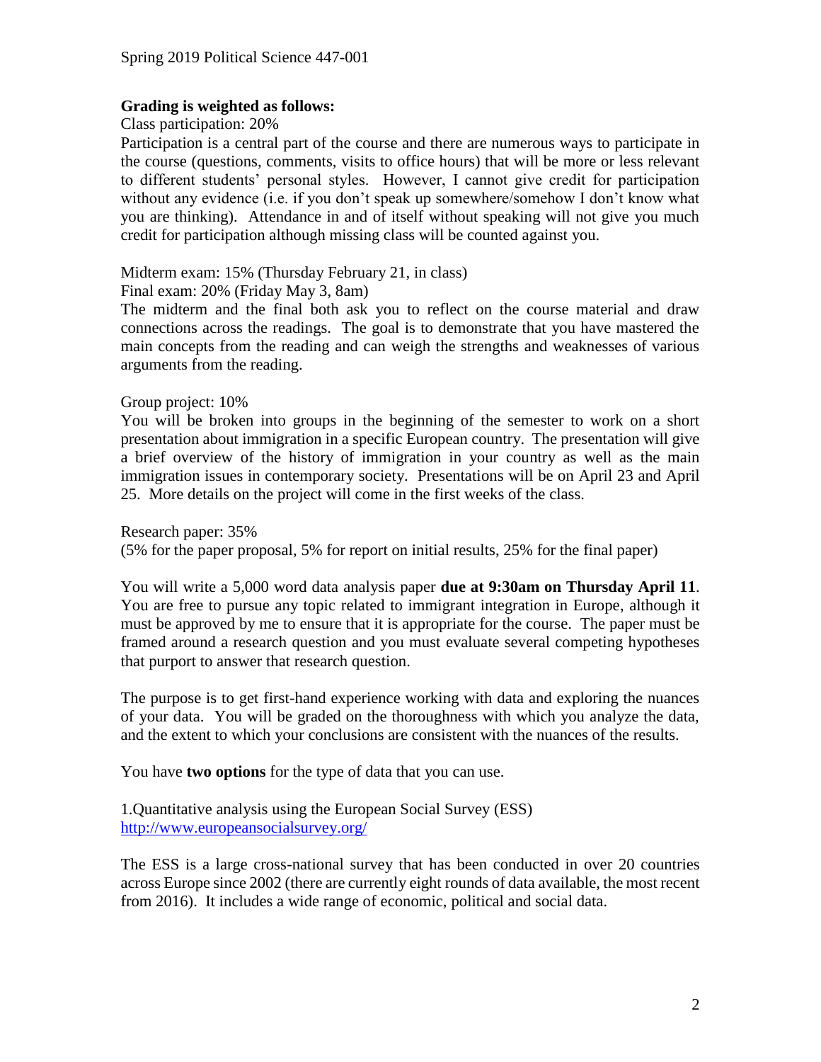**Grading is weighted as follows:**

Class participation: 20%

Participation is a central part of the course and there are numerous ways to participate in the course (questions, comments, visits to office hours) that will be more or less relevant to different students' personal styles. However, I cannot give credit for participation without any evidence (i.e. if you don't speak up somewhere/somehow I don't know what you are thinking). Attendance in and of itself without speaking will not give you much credit for participation although missing class will be counted against you.

Midterm exam: 15% (Thursday February 21, in class)

Final exam: 20% (Friday May 3, 8am)

The midterm and the final both ask you to reflect on the course material and draw connections across the readings. The goal is to demonstrate that you have mastered the main concepts from the reading and can weigh the strengths and weaknesses of various arguments from the reading.

Group project: 10%

You will be broken into groups in the beginning of the semester to work on a short presentation about immigration in a specific European country. The presentation will give a brief overview of the history of immigration in your country as well as the main immigration issues in contemporary society. Presentations will be on April 23 and April 25. More details on the project will come in the first weeks of the class.

Research paper: 35%

(5% for the paper proposal, 5% for report on initial results, 25% for the final paper)

You will write a 5,000 word data analysis paper **due at 9:30am on Thursday April 11**. You are free to pursue any topic related to immigrant integration in Europe, although it must be approved by me to ensure that it is appropriate for the course. The paper must be framed around a research question and you must evaluate several competing hypotheses that purport to answer that research question.

The purpose is to get first-hand experience working with data and exploring the nuances of your data. You will be graded on the thoroughness with which you analyze the data, and the extent to which your conclusions are consistent with the nuances of the results.

You have **two options** for the type of data that you can use.

1.Quantitative analysis using the European Social Survey (ESS)
http://www.europeansocialsurvey.org/

The ESS is a large cross-national survey that has been conducted in over 20 countries across Europe since 2002 (there are currently eight rounds of data available, the most recent from 2016). It includes a wide range of economic, political and social data.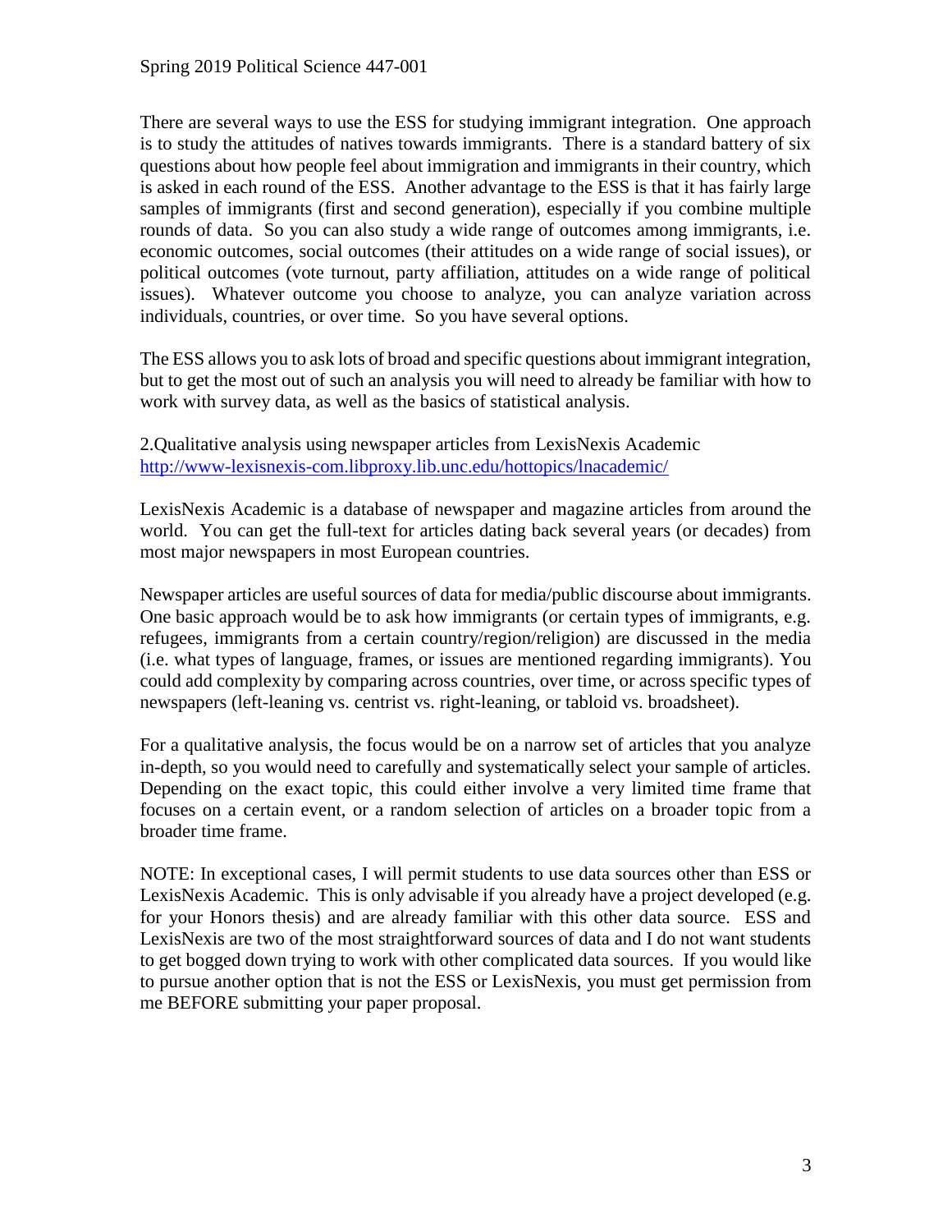There are several ways to use the ESS for studying immigrant integration. One approach is to study the attitudes of natives towards immigrants. There is a standard battery of six questions about how people feel about immigration and immigrants in their country, which is asked in each round of the ESS. Another advantage to the ESS is that it has fairly large samples of immigrants (first and second generation), especially if you combine multiple rounds of data. So you can also study a wide range of outcomes among immigrants, i.e. economic outcomes, social outcomes (their attitudes on a wide range of social issues), or political outcomes (vote turnout, party affiliation, attitudes on a wide range of political issues). Whatever outcome you choose to analyze, you can analyze variation across individuals, countries, or over time. So you have several options.

The ESS allows you to ask lots of broad and specific questions about immigrant integration, but to get the most out of such an analysis you will need to already be familiar with how to work with survey data, as well as the basics of statistical analysis.

2.Qualitative analysis using newspaper articles from LexisNexis Academic
http://www-lexisnexis-com.libproxy.lib.unc.edu/hottopics/lnacademic/

LexisNexis Academic is a database of newspaper and magazine articles from around the world. You can get the full-text for articles dating back several years (or decades) from most major newspapers in most European countries.

Newspaper articles are useful sources of data for media/public discourse about immigrants. One basic approach would be to ask how immigrants (or certain types of immigrants, e.g. refugees, immigrants from a certain country/region/religion) are discussed in the media (i.e. what types of language, frames, or issues are mentioned regarding immigrants). You could add complexity by comparing across countries, over time, or across specific types of newspapers (left-leaning vs. centrist vs. right-leaning, or tabloid vs. broadsheet).

For a qualitative analysis, the focus would be on a narrow set of articles that you analyze in-depth, so you would need to carefully and systematically select your sample of articles. Depending on the exact topic, this could either involve a very limited time frame that focuses on a certain event, or a random selection of articles on a broader topic from a broader time frame.

NOTE: In exceptional cases, I will permit students to use data sources other than ESS or LexisNexis Academic. This is only advisable if you already have a project developed (e.g. for your Honors thesis) and are already familiar with this other data source. ESS and LexisNexis are two of the most straightforward sources of data and I do not want students to get bogged down trying to work with other complicated data sources. If you would like to pursue another option that is not the ESS or LexisNexis, you must get permission from me BEFORE submitting your paper proposal.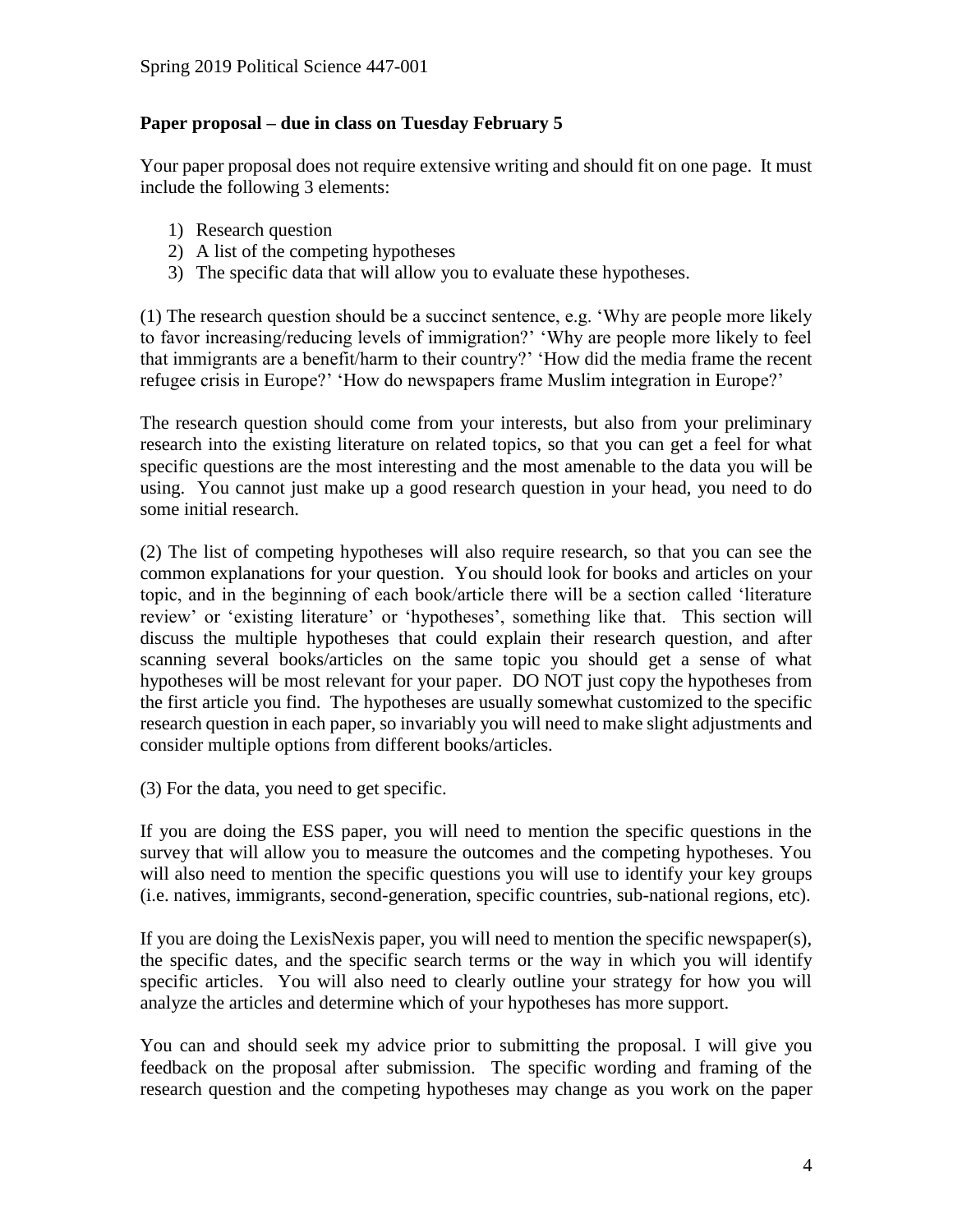**Paper proposal – due in class on Tuesday February 5**

Your paper proposal does not require extensive writing and should fit on one page. It must include the following 3 elements:

1) Research question
2) A list of the competing hypotheses
3) The specific data that will allow you to evaluate these hypotheses.

(1) The research question should be a succinct sentence, e.g. 'Why are people more likely to favor increasing/reducing levels of immigration?' 'Why are people more likely to feel that immigrants are a benefit/harm to their country?' 'How did the media frame the recent refugee crisis in Europe?' 'How do newspapers frame Muslim integration in Europe?'

The research question should come from your interests, but also from your preliminary research into the existing literature on related topics, so that you can get a feel for what specific questions are the most interesting and the most amenable to the data you will be using. You cannot just make up a good research question in your head, you need to do some initial research.

(2) The list of competing hypotheses will also require research, so that you can see the common explanations for your question. You should look for books and articles on your topic, and in the beginning of each book/article there will be a section called 'literature review' or 'existing literature' or 'hypotheses', something like that. This section will discuss the multiple hypotheses that could explain their research question, and after scanning several books/articles on the same topic you should get a sense of what hypotheses will be most relevant for your paper. DO NOT just copy the hypotheses from the first article you find. The hypotheses are usually somewhat customized to the specific research question in each paper, so invariably you will need to make slight adjustments and consider multiple options from different books/articles.

(3) For the data, you need to get specific.

If you are doing the ESS paper, you will need to mention the specific questions in the survey that will allow you to measure the outcomes and the competing hypotheses. You will also need to mention the specific questions you will use to identify your key groups (i.e. natives, immigrants, second-generation, specific countries, sub-national regions, etc).

If you are doing the LexisNexis paper, you will need to mention the specific newspaper(s), the specific dates, and the specific search terms or the way in which you will identify specific articles. You will also need to clearly outline your strategy for how you will analyze the articles and determine which of your hypotheses has more support.

You can and should seek my advice prior to submitting the proposal. I will give you feedback on the proposal after submission. The specific wording and framing of the research question and the competing hypotheses may change as you work on the paper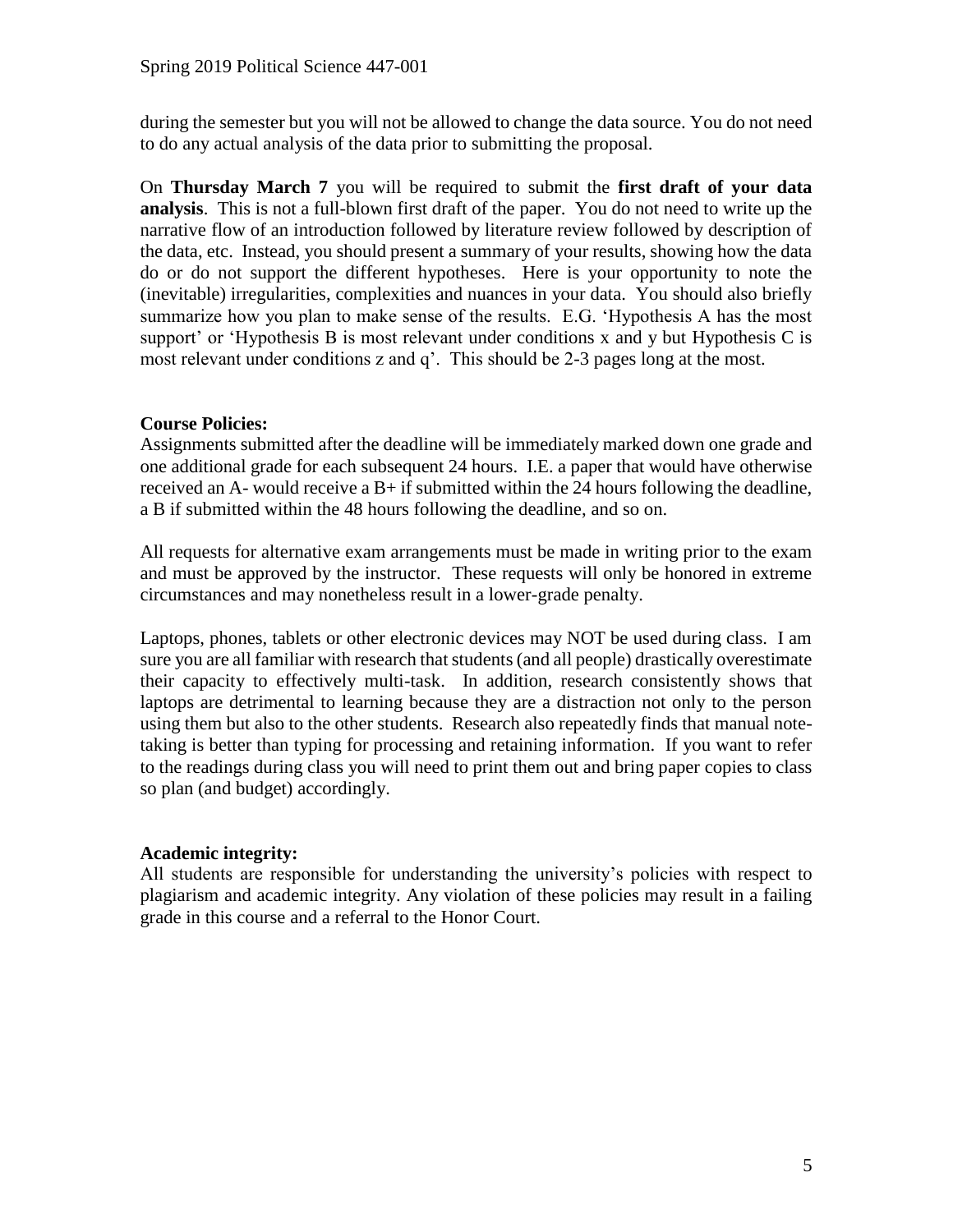during the semester but you will not be allowed to change the data source. You do not need to do any actual analysis of the data prior to submitting the proposal.

On **Thursday March 7** you will be required to submit the **first draft of your data analysis**. This is not a full-blown first draft of the paper. You do not need to write up the narrative flow of an introduction followed by literature review followed by description of the data, etc. Instead, you should present a summary of your results, showing how the data do or do not support the different hypotheses. Here is your opportunity to note the (inevitable) irregularities, complexities and nuances in your data. You should also briefly summarize how you plan to make sense of the results. E.G. 'Hypothesis A has the most support' or 'Hypothesis B is most relevant under conditions x and y but Hypothesis C is most relevant under conditions z and q'. This should be 2-3 pages long at the most.

**Course Policies:**

Assignments submitted after the deadline will be immediately marked down one grade and one additional grade for each subsequent 24 hours. I.E. a paper that would have otherwise received an A- would receive a B+ if submitted within the 24 hours following the deadline, a B if submitted within the 48 hours following the deadline, and so on.

All requests for alternative exam arrangements must be made in writing prior to the exam and must be approved by the instructor. These requests will only be honored in extreme circumstances and may nonetheless result in a lower-grade penalty.

Laptops, phones, tablets or other electronic devices may NOT be used during class. I am sure you are all familiar with research that students (and all people) drastically overestimate their capacity to effectively multi-task. In addition, research consistently shows that laptops are detrimental to learning because they are a distraction not only to the person using them but also to the other students. Research also repeatedly finds that manual note-taking is better than typing for processing and retaining information. If you want to refer to the readings during class you will need to print them out and bring paper copies to class so plan (and budget) accordingly.

**Academic integrity:**

All students are responsible for understanding the university's policies with respect to plagiarism and academic integrity. Any violation of these policies may result in a failing grade in this course and a referral to the Honor Court.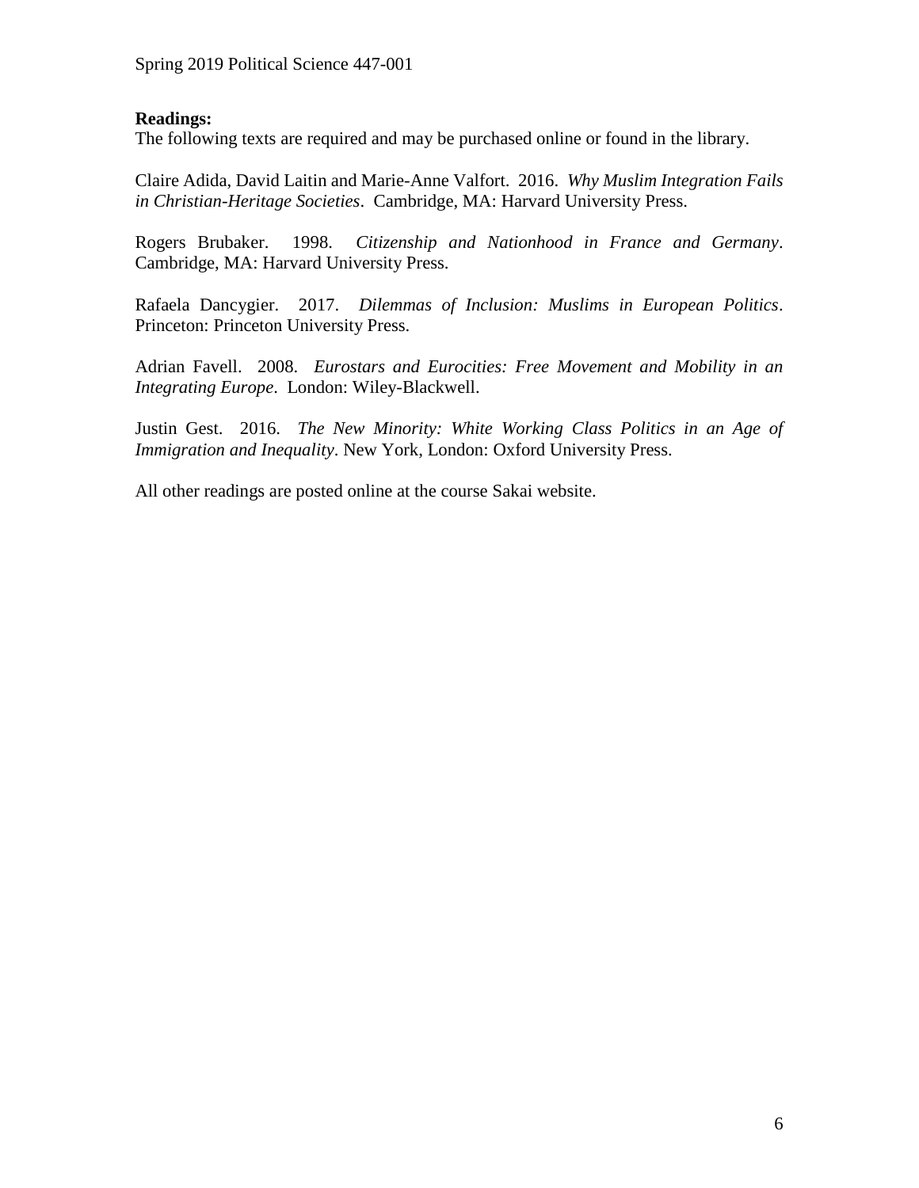**Readings:**

The following texts are required and may be purchased online or found in the library.

Claire Adida, David Laitin and Marie-Anne Valfort. 2016. *Why Muslim Integration Fails in Christian-Heritage Societies*. Cambridge, MA: Harvard University Press.

Rogers Brubaker. 1998. *Citizenship and Nationhood in France and Germany*. Cambridge, MA: Harvard University Press.

Rafaela Dancygier. 2017. *Dilemmas of Inclusion: Muslims in European Politics*. Princeton: Princeton University Press.

Adrian Favell. 2008. *Eurostars and Eurocities: Free Movement and Mobility in an Integrating Europe*. London: Wiley-Blackwell.

Justin Gest. 2016. *The New Minority: White Working Class Politics in an Age of Immigration and Inequality*. New York, London: Oxford University Press.

All other readings are posted online at the course Sakai website.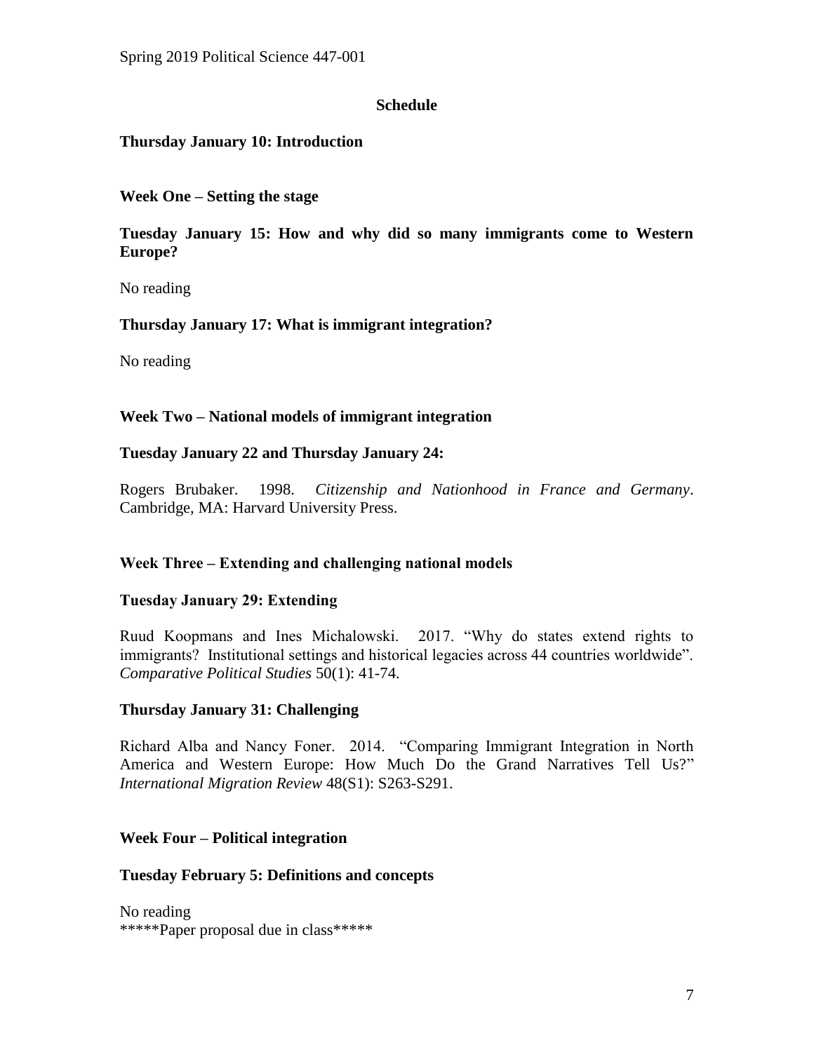## Schedule

**Thursday January 10: Introduction**

### Week One – Setting the stage

**Tuesday January 15: How and why did so many immigrants come to Western Europe?**

No reading

**Thursday January 17: What is immigrant integration?**

No reading

### Week Two – National models of immigrant integration

**Tuesday January 22 and Thursday January 24:**

Rogers Brubaker. 1998. *Citizenship and Nationhood in France and Germany*. Cambridge, MA: Harvard University Press.

### Week Three – Extending and challenging national models

**Tuesday January 29: Extending**

Ruud Koopmans and Ines Michalowski. 2017. "Why do states extend rights to immigrants? Institutional settings and historical legacies across 44 countries worldwide". *Comparative Political Studies* 50(1): 41-74.

**Thursday January 31: Challenging**

Richard Alba and Nancy Foner. 2014. "Comparing Immigrant Integration in North America and Western Europe: How Much Do the Grand Narratives Tell Us?" *International Migration Review* 48(S1): S263-S291.

### Week Four – Political integration

**Tuesday February 5: Definitions and concepts**

No reading
*****Paper proposal due in class*****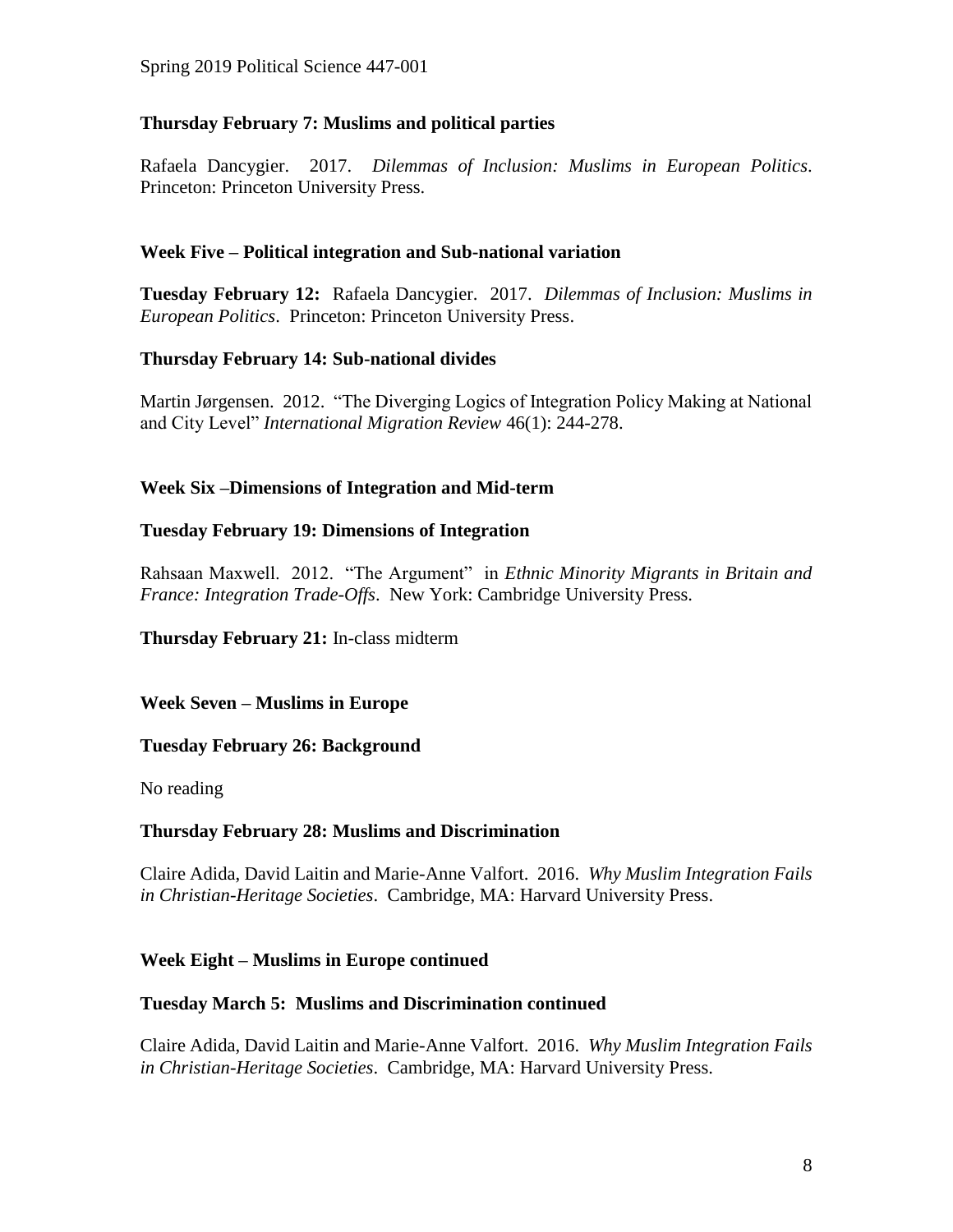**Thursday February 7: Muslims and political parties**

Rafaela Dancygier. 2017. *Dilemmas of Inclusion: Muslims in European Politics*. Princeton: Princeton University Press.

**Week Five – Political integration and Sub-national variation**

**Tuesday February 12:** Rafaela Dancygier. 2017. *Dilemmas of Inclusion: Muslims in European Politics*. Princeton: Princeton University Press.

**Thursday February 14: Sub-national divides**

Martin Jørgensen. 2012. "The Diverging Logics of Integration Policy Making at National and City Level" *International Migration Review* 46(1): 244-278.

**Week Six –Dimensions of Integration and Mid-term**

**Tuesday February 19: Dimensions of Integration**

Rahsaan Maxwell. 2012. "The Argument" in *Ethnic Minority Migrants in Britain and France: Integration Trade-Offs*. New York: Cambridge University Press.

**Thursday February 21:** In-class midterm

**Week Seven – Muslims in Europe**

**Tuesday February 26: Background**

No reading

**Thursday February 28: Muslims and Discrimination**

Claire Adida, David Laitin and Marie-Anne Valfort. 2016. *Why Muslim Integration Fails in Christian-Heritage Societies*. Cambridge, MA: Harvard University Press.

**Week Eight – Muslims in Europe continued**

**Tuesday March 5: Muslims and Discrimination continued**

Claire Adida, David Laitin and Marie-Anne Valfort. 2016. *Why Muslim Integration Fails in Christian-Heritage Societies*. Cambridge, MA: Harvard University Press.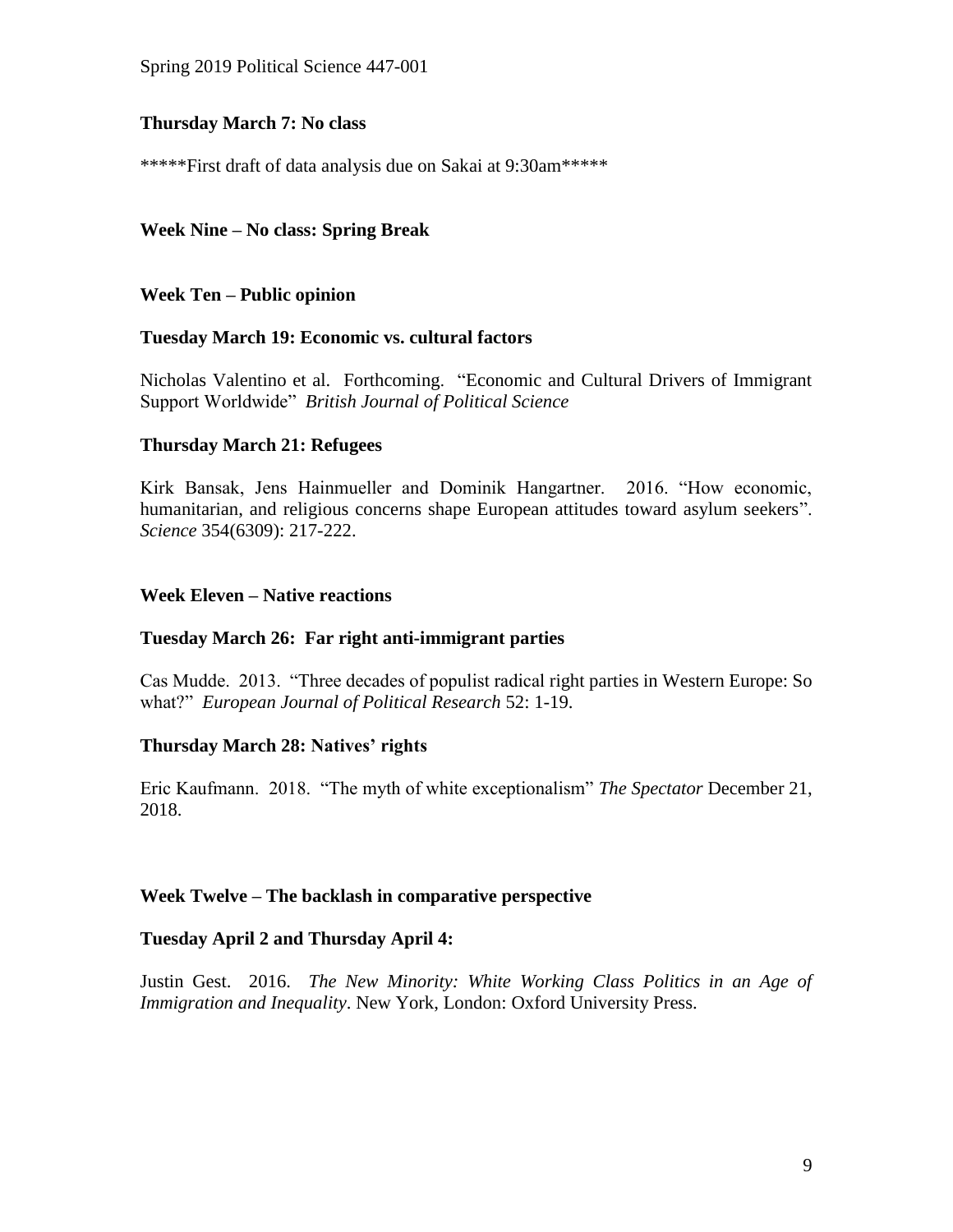**Thursday March 7: No class**

*****First draft of data analysis due on Sakai at 9:30am*****

**Week Nine – No class: Spring Break**

**Week Ten – Public opinion**

**Tuesday March 19: Economic vs. cultural factors**

Nicholas Valentino et al. Forthcoming. "Economic and Cultural Drivers of Immigrant Support Worldwide" *British Journal of Political Science*

**Thursday March 21: Refugees**

Kirk Bansak, Jens Hainmueller and Dominik Hangartner. 2016. "How economic, humanitarian, and religious concerns shape European attitudes toward asylum seekers". *Science* 354(6309): 217-222.

**Week Eleven – Native reactions**

**Tuesday March 26: Far right anti-immigrant parties**

Cas Mudde. 2013. "Three decades of populist radical right parties in Western Europe: So what?" *European Journal of Political Research* 52: 1-19.

**Thursday March 28: Natives' rights**

Eric Kaufmann. 2018. "The myth of white exceptionalism" *The Spectator* December 21, 2018.

**Week Twelve – The backlash in comparative perspective**

**Tuesday April 2 and Thursday April 4:**

Justin Gest. 2016. *The New Minority: White Working Class Politics in an Age of Immigration and Inequality*. New York, London: Oxford University Press.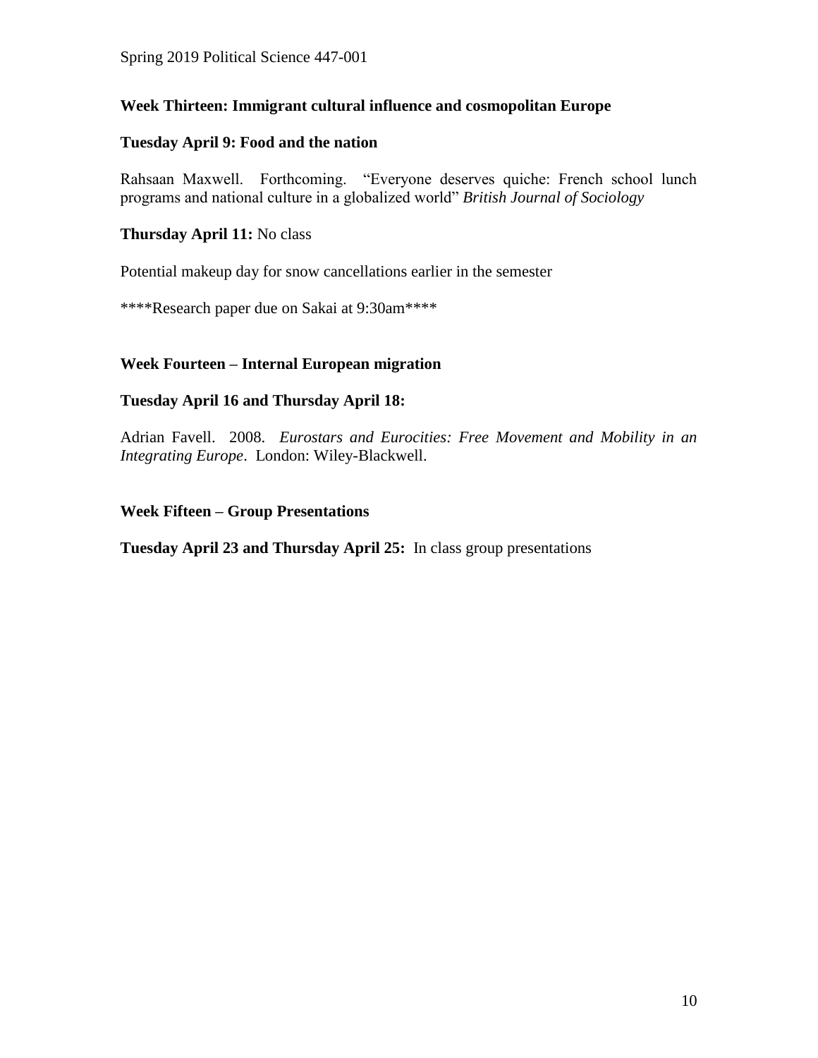**Week Thirteen: Immigrant cultural influence and cosmopolitan Europe**

**Tuesday April 9: Food and the nation**

Rahsaan Maxwell. Forthcoming. "Everyone deserves quiche: French school lunch programs and national culture in a globalized world" *British Journal of Sociology*

**Thursday April 11:** No class

Potential makeup day for snow cancellations earlier in the semester

****Research paper due on Sakai at 9:30am****

**Week Fourteen – Internal European migration**

**Tuesday April 16 and Thursday April 18:**

Adrian Favell. 2008. *Eurostars and Eurocities: Free Movement and Mobility in an Integrating Europe*. London: Wiley-Blackwell.

**Week Fifteen – Group Presentations**

**Tuesday April 23 and Thursday April 25:** In class group presentations